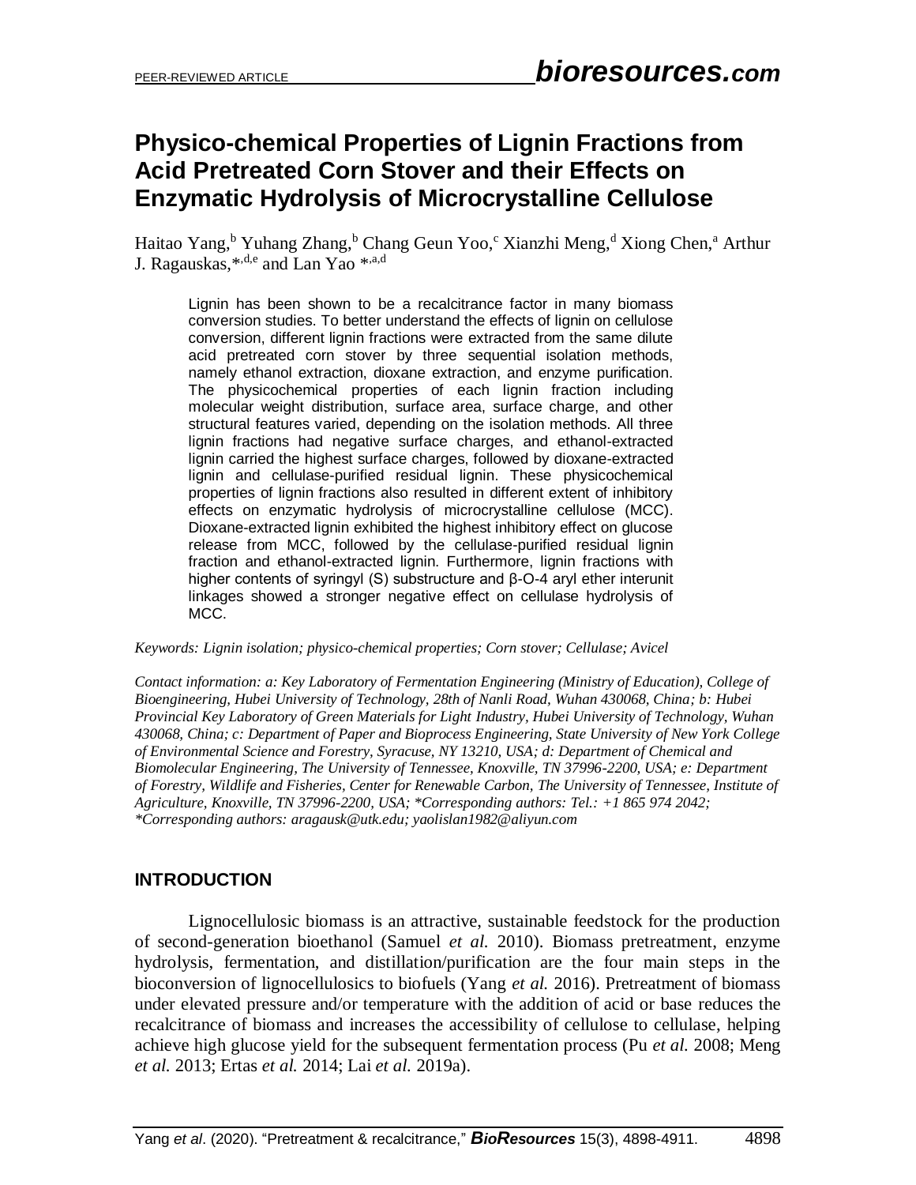# Physico-chemical Properties of Lignin Fractions from Acid Pretreated Corn Stover and their Effects on Enzymatic Hydrolysis of Microcrystalline Cellulose

Haitao Yang,[b] Yuhang Zhang,[b] Chang Geun Yoo,[c] Xianzhi Meng,[d] Xiong Chen,[a] Arthur J. Ragauskas,*[,d,e] and Lan Yao *[,a,d]

Lignin has been shown to be a recalcitrance factor in many biomass conversion studies. To better understand the effects of lignin on cellulose conversion, different lignin fractions were extracted from the same dilute acid pretreated corn stover by three sequential isolation methods, namely ethanol extraction, dioxane extraction, and enzyme purification. The physicochemical properties of each lignin fraction including molecular weight distribution, surface area, surface charge, and other structural features varied, depending on the isolation methods. All three lignin fractions had negative surface charges, and ethanol-extracted lignin carried the highest surface charges, followed by dioxane-extracted lignin and cellulase-purified residual lignin. These physicochemical properties of lignin fractions also resulted in different extent of inhibitory effects on enzymatic hydrolysis of microcrystalline cellulose (MCC). Dioxane-extracted lignin exhibited the highest inhibitory effect on glucose release from MCC, followed by the cellulase-purified residual lignin fraction and ethanol-extracted lignin. Furthermore, lignin fractions with higher contents of syringyl (S) substructure and β-O-4 aryl ether interunit linkages showed a stronger negative effect on cellulase hydrolysis of MCC.

*Keywords: Lignin isolation; physico-chemical properties; Corn stover; Cellulase; Avicel*

*Contact information: a: Key Laboratory of Fermentation Engineering (Ministry of Education), College of Bioengineering, Hubei University of Technology, 28th of Nanli Road, Wuhan 430068, China; b: Hubei Provincial Key Laboratory of Green Materials for Light Industry, Hubei University of Technology, Wuhan 430068, China; c: Department of Paper and Bioprocess Engineering, State University of New York College of Environmental Science and Forestry, Syracuse, NY 13210, USA; d: Department of Chemical and Biomolecular Engineering, The University of Tennessee, Knoxville, TN 37996-2200, USA; e: Department of Forestry, Wildlife and Fisheries, Center for Renewable Carbon, The University of Tennessee, Institute of Agriculture, Knoxville, TN 37996-2200, USA; *Corresponding authors: Tel.: +1 865 974 2042; *Corresponding authors: aragausk@utk.edu; yaolislan1982@aliyun.com*

## INTRODUCTION

Lignocellulosic biomass is an attractive, sustainable feedstock for the production of second-generation bioethanol (Samuel *et al.* 2010). Biomass pretreatment, enzyme hydrolysis, fermentation, and distillation/purification are the four main steps in the bioconversion of lignocellulosics to biofuels (Yang *et al.* 2016). Pretreatment of biomass under elevated pressure and/or temperature with the addition of acid or base reduces the recalcitrance of biomass and increases the accessibility of cellulose to cellulase, helping achieve high glucose yield for the subsequent fermentation process (Pu *et al.* 2008; Meng *et al.* 2013; Ertas *et al.* 2014; Lai *et al.* 2019a).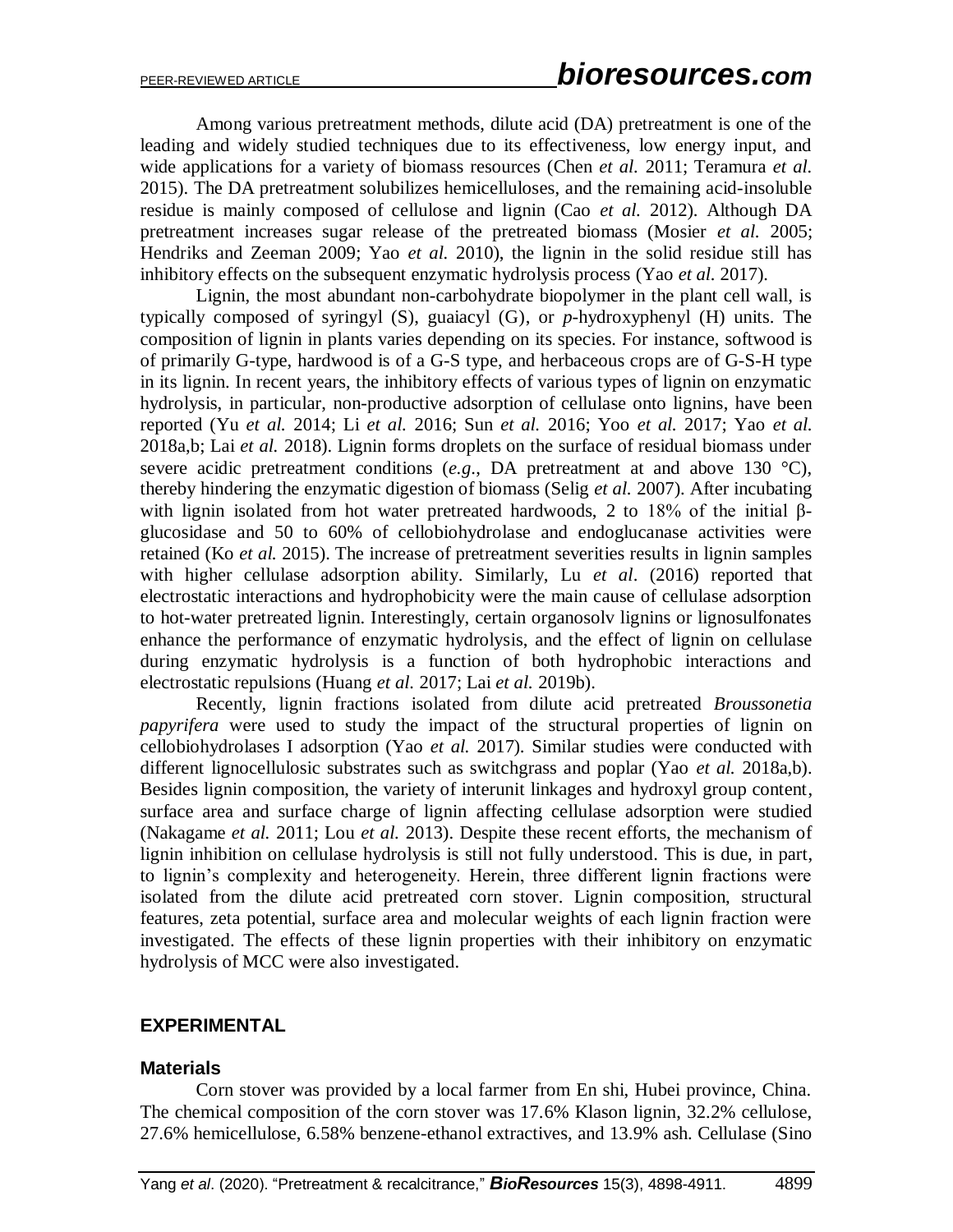Among various pretreatment methods, dilute acid (DA) pretreatment is one of the leading and widely studied techniques due to its effectiveness, low energy input, and wide applications for a variety of biomass resources (Chen *et al.* 2011; Teramura *et al.* 2015). The DA pretreatment solubilizes hemicelluloses, and the remaining acid-insoluble residue is mainly composed of cellulose and lignin (Cao *et al.* 2012). Although DA pretreatment increases sugar release of the pretreated biomass (Mosier *et al.* 2005; Hendriks and Zeeman 2009; Yao *et al.* 2010), the lignin in the solid residue still has inhibitory effects on the subsequent enzymatic hydrolysis process (Yao *et al.* 2017).

Lignin, the most abundant non-carbohydrate biopolymer in the plant cell wall, is typically composed of syringyl (S), guaiacyl (G), or *p*-hydroxyphenyl (H) units. The composition of lignin in plants varies depending on its species. For instance, softwood is of primarily G-type, hardwood is of a G-S type, and herbaceous crops are of G-S-H type in its lignin. In recent years, the inhibitory effects of various types of lignin on enzymatic hydrolysis, in particular, non-productive adsorption of cellulase onto lignins, have been reported (Yu *et al.* 2014; Li *et al.* 2016; Sun *et al.* 2016; Yoo *et al.* 2017; Yao *et al.* 2018a,b; Lai *et al.* 2018). Lignin forms droplets on the surface of residual biomass under severe acidic pretreatment conditions (*e.g.*, DA pretreatment at and above 130 °C), thereby hindering the enzymatic digestion of biomass (Selig *et al.* 2007). After incubating with lignin isolated from hot water pretreated hardwoods, 2 to 18% of the initial β-glucosidase and 50 to 60% of cellobiohydrolase and endoglucanase activities were retained (Ko *et al.* 2015). The increase of pretreatment severities results in lignin samples with higher cellulase adsorption ability. Similarly, Lu *et al*. (2016) reported that electrostatic interactions and hydrophobicity were the main cause of cellulase adsorption to hot-water pretreated lignin. Interestingly, certain organosolv lignins or lignosulfonates enhance the performance of enzymatic hydrolysis, and the effect of lignin on cellulase during enzymatic hydrolysis is a function of both hydrophobic interactions and electrostatic repulsions (Huang *et al.* 2017; Lai *et al.* 2019b).

Recently, lignin fractions isolated from dilute acid pretreated *Broussonetia papyrifera* were used to study the impact of the structural properties of lignin on cellobiohydrolases I adsorption (Yao *et al.* 2017). Similar studies were conducted with different lignocellulosic substrates such as switchgrass and poplar (Yao *et al.* 2018a,b). Besides lignin composition, the variety of interunit linkages and hydroxyl group content, surface area and surface charge of lignin affecting cellulase adsorption were studied (Nakagame *et al.* 2011; Lou *et al.* 2013). Despite these recent efforts, the mechanism of lignin inhibition on cellulase hydrolysis is still not fully understood. This is due, in part, to lignin's complexity and heterogeneity. Herein, three different lignin fractions were isolated from the dilute acid pretreated corn stover. Lignin composition, structural features, zeta potential, surface area and molecular weights of each lignin fraction were investigated. The effects of these lignin properties with their inhibitory on enzymatic hydrolysis of MCC were also investigated.

## EXPERIMENTAL

### Materials

Corn stover was provided by a local farmer from En shi, Hubei province, China. The chemical composition of the corn stover was 17.6% Klason lignin, 32.2% cellulose, 27.6% hemicellulose, 6.58% benzene-ethanol extractives, and 13.9% ash. Cellulase (Sino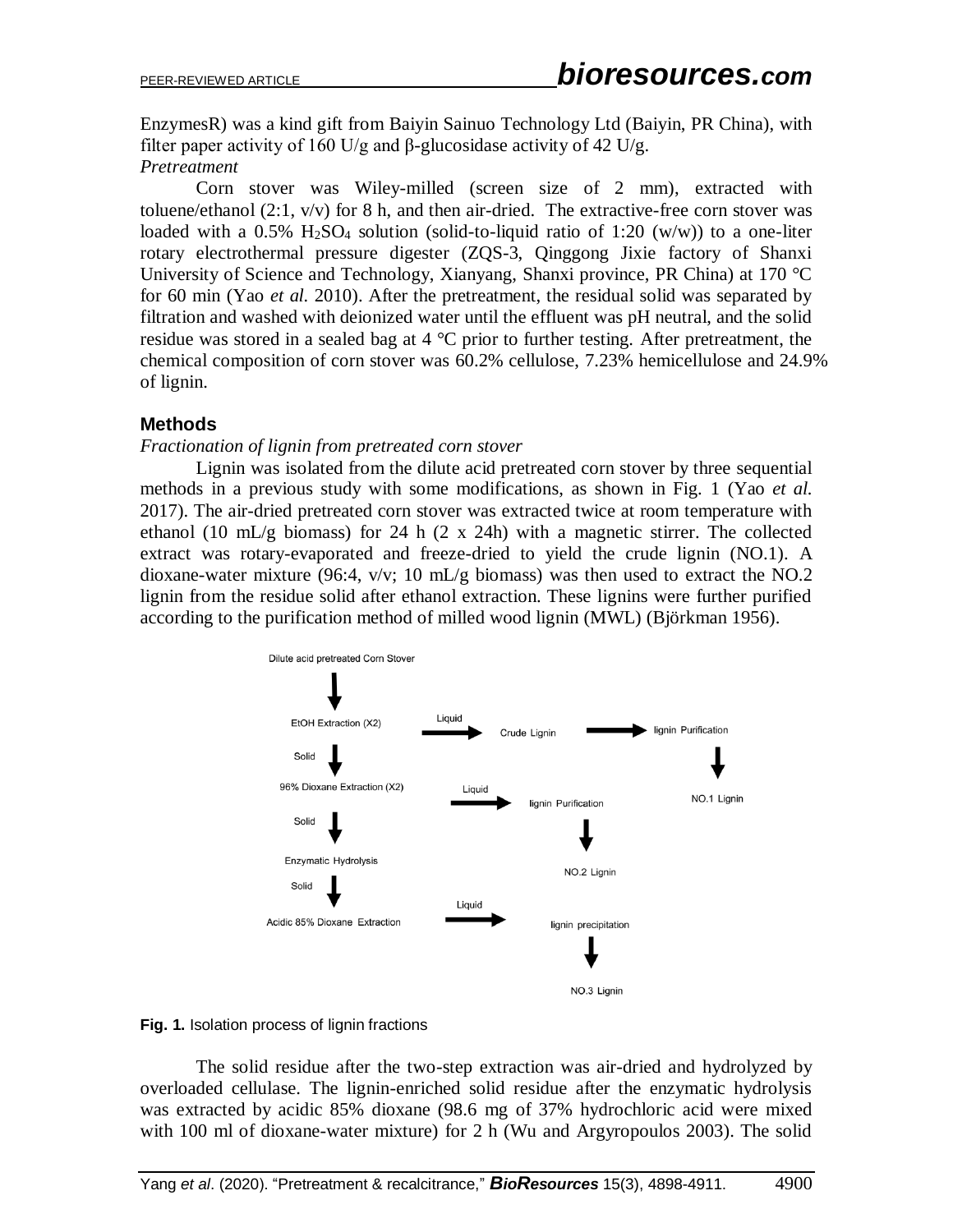EnzymesR) was a kind gift from Baiyin Sainuo Technology Ltd (Baiyin, PR China), with filter paper activity of 160 U/g and β-glucosidase activity of 42 U/g.

*Pretreatment*

Corn stover was Wiley-milled (screen size of 2 mm), extracted with toluene/ethanol (2:1, v/v) for 8 h, and then air-dried. The extractive-free corn stover was loaded with a 0.5% $H_2SO_4$ solution (solid-to-liquid ratio of 1:20 (w/w)) to a one-liter rotary electrothermal pressure digester (ZQS-3, Qinggong Jixie factory of Shanxi University of Science and Technology, Xianyang, Shanxi province, PR China) at 170 °C for 60 min (Yao *et al*. 2010). After the pretreatment, the residual solid was separated by filtration and washed with deionized water until the effluent was pH neutral, and the solid residue was stored in a sealed bag at 4 °C prior to further testing. After pretreatment, the chemical composition of corn stover was 60.2% cellulose, 7.23% hemicellulose and 24.9% of lignin.

## Methods

*Fractionation of lignin from pretreated corn stover*

Lignin was isolated from the dilute acid pretreated corn stover by three sequential methods in a previous study with some modifications, as shown in Fig. 1 (Yao *et al.* 2017). The air-dried pretreated corn stover was extracted twice at room temperature with ethanol (10 mL/g biomass) for 24 h (2 x 24h) with a magnetic stirrer. The collected extract was rotary-evaporated and freeze-dried to yield the crude lignin (NO.1). A dioxane-water mixture (96:4, v/v; 10 mL/g biomass) was then used to extract the NO.2 lignin from the residue solid after ethanol extraction. These lignins were further purified according to the purification method of milled wood lignin (MWL) (Björkman 1956).

Dilute acid pretreated Corn Stover → EtOH Extraction (X2) → Liquid → Crude Lignin → lignin Purification → NO.1 Lignin

EtOH Extraction (X2) → Solid → 96% Dioxane Extraction (X2) → Liquid → lignin Purification → NO.2 Lignin

96% Dioxane Extraction (X2) → Solid → Enzymatic Hydrolysis → Solid → Acidic 85% Dioxane Extraction → Liquid → lignin precipitation → NO.3 Lignin

**Fig. 1.** Isolation process of lignin fractions

The solid residue after the two-step extraction was air-dried and hydrolyzed by overloaded cellulase. The lignin-enriched solid residue after the enzymatic hydrolysis was extracted by acidic 85% dioxane (98.6 mg of 37% hydrochloric acid were mixed with 100 ml of dioxane-water mixture) for 2 h (Wu and Argyropoulos 2003). The solid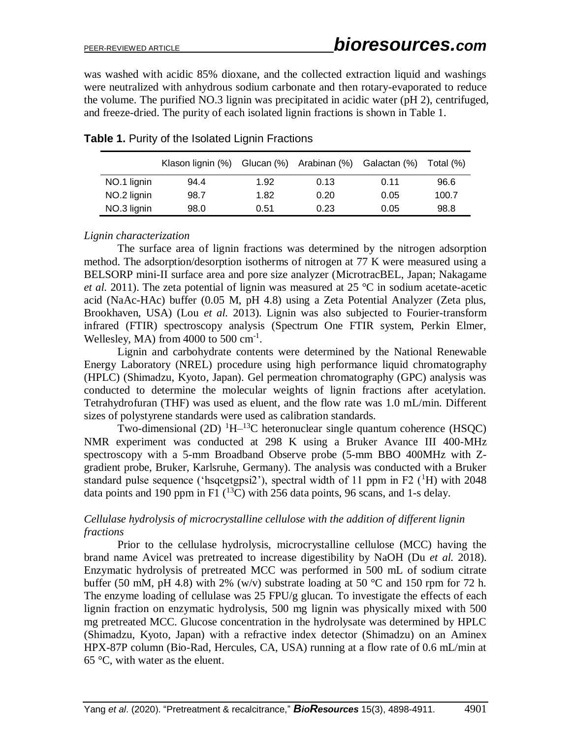was washed with acidic 85% dioxane, and the collected extraction liquid and washings were neutralized with anhydrous sodium carbonate and then rotary-evaporated to reduce the volume. The purified NO.3 lignin was precipitated in acidic water (pH 2), centrifuged, and freeze-dried. The purity of each isolated lignin fractions is shown in Table 1.

**Table 1.** Purity of the Isolated Lignin Fractions

| | Klason lignin (%) | Glucan (%) | Arabinan (%) | Galactan (%) | Total (%) |
|---|---|---|---|---|---|
| NO.1 lignin | 94.4 | 1.92 | 0.13 | 0.11 | 96.6 |
| NO.2 lignin | 98.7 | 1.82 | 0.20 | 0.05 | 100.7 |
| NO.3 lignin | 98.0 | 0.51 | 0.23 | 0.05 | 98.8 |

*Lignin characterization*

The surface area of lignin fractions was determined by the nitrogen adsorption method. The adsorption/desorption isotherms of nitrogen at 77 K were measured using a BELSORP mini-II surface area and pore size analyzer (MicrotracBEL, Japan; Nakagame *et al.* 2011). The zeta potential of lignin was measured at 25 °C in sodium acetate-acetic acid (NaAc-HAc) buffer (0.05 M, pH 4.8) using a Zeta Potential Analyzer (Zeta plus, Brookhaven, USA) (Lou *et al.* 2013). Lignin was also subjected to Fourier-transform infrared (FTIR) spectroscopy analysis (Spectrum One FTIR system, Perkin Elmer, Wellesley, MA) from 4000 to 500 $cm^{-1}$.

Lignin and carbohydrate contents were determined by the National Renewable Energy Laboratory (NREL) procedure using high performance liquid chromatography (HPLC) (Shimadzu, Kyoto, Japan). Gel permeation chromatography (GPC) analysis was conducted to determine the molecular weights of lignin fractions after acetylation. Tetrahydrofuran (THF) was used as eluent, and the flow rate was 1.0 mL/min. Different sizes of polystyrene standards were used as calibration standards.

Two-dimensional (2D) $^{1}H$–$^{13}C$ heteronuclear single quantum coherence (HSQC) NMR experiment was conducted at 298 K using a Bruker Avance III 400-MHz spectroscopy with a 5-mm Broadband Observe probe (5-mm BBO 400MHz with Z-gradient probe, Bruker, Karlsruhe, Germany). The analysis was conducted with a Bruker standard pulse sequence ('hsqcetgpsi2'), spectral width of 11 ppm in F2 ($^{1}H$) with 2048 data points and 190 ppm in F1 ($^{13}C$) with 256 data points, 96 scans, and 1-s delay.

*Cellulase hydrolysis of microcrystalline cellulose with the addition of different lignin fractions*

Prior to the cellulase hydrolysis, microcrystalline cellulose (MCC) having the brand name Avicel was pretreated to increase digestibility by NaOH (Du *et al.* 2018). Enzymatic hydrolysis of pretreated MCC was performed in 500 mL of sodium citrate buffer (50 mM, pH 4.8) with 2% (w/v) substrate loading at 50 °C and 150 rpm for 72 h. The enzyme loading of cellulase was 25 FPU/g glucan. To investigate the effects of each lignin fraction on enzymatic hydrolysis, 500 mg lignin was physically mixed with 500 mg pretreated MCC. Glucose concentration in the hydrolysate was determined by HPLC (Shimadzu, Kyoto, Japan) with a refractive index detector (Shimadzu) on an Aminex HPX-87P column (Bio-Rad, Hercules, CA, USA) running at a flow rate of 0.6 mL/min at 65 °C, with water as the eluent.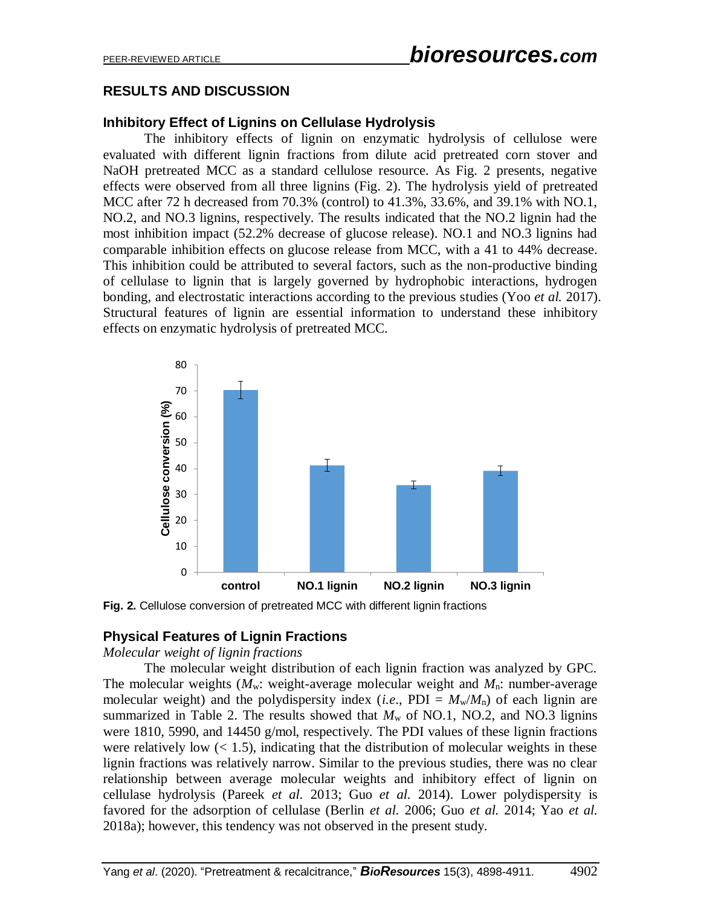## RESULTS AND DISCUSSION

### Inhibitory Effect of Lignins on Cellulase Hydrolysis

The inhibitory effects of lignin on enzymatic hydrolysis of cellulose were evaluated with different lignin fractions from dilute acid pretreated corn stover and NaOH pretreated MCC as a standard cellulose resource. As Fig. 2 presents, negative effects were observed from all three lignins (Fig. 2). The hydrolysis yield of pretreated MCC after 72 h decreased from 70.3% (control) to 41.3%, 33.6%, and 39.1% with NO.1, NO.2, and NO.3 lignins, respectively. The results indicated that the NO.2 lignin had the most inhibition impact (52.2% decrease of glucose release). NO.1 and NO.3 lignins had comparable inhibition effects on glucose release from MCC, with a 41 to 44% decrease. This inhibition could be attributed to several factors, such as the non-productive binding of cellulase to lignin that is largely governed by hydrophobic interactions, hydrogen bonding, and electrostatic interactions according to the previous studies (Yoo *et al.* 2017). Structural features of lignin are essential information to understand these inhibitory effects on enzymatic hydrolysis of pretreated MCC.

**Fig. 2.** Cellulose conversion of pretreated MCC with different lignin fractions

### Physical Features of Lignin Fractions

*Molecular weight of lignin fractions*

The molecular weight distribution of each lignin fraction was analyzed by GPC. The molecular weights ($M_w$: weight-average molecular weight and $M_n$: number-average molecular weight) and the polydispersity index (*i.e.*, PDI = $M_w/M_n$) of each lignin are summarized in Table 2. The results showed that $M_w$ of NO.1, NO.2, and NO.3 lignins were 1810, 5990, and 14450 g/mol, respectively. The PDI values of these lignin fractions were relatively low (< 1.5), indicating that the distribution of molecular weights in these lignin fractions was relatively narrow. Similar to the previous studies, there was no clear relationship between average molecular weights and inhibitory effect of lignin on cellulase hydrolysis (Pareek *et al.* 2013; Guo *et al.* 2014). Lower polydispersity is favored for the adsorption of cellulase (Berlin *et al.* 2006; Guo *et al.* 2014; Yao *et al.* 2018a); however, this tendency was not observed in the present study.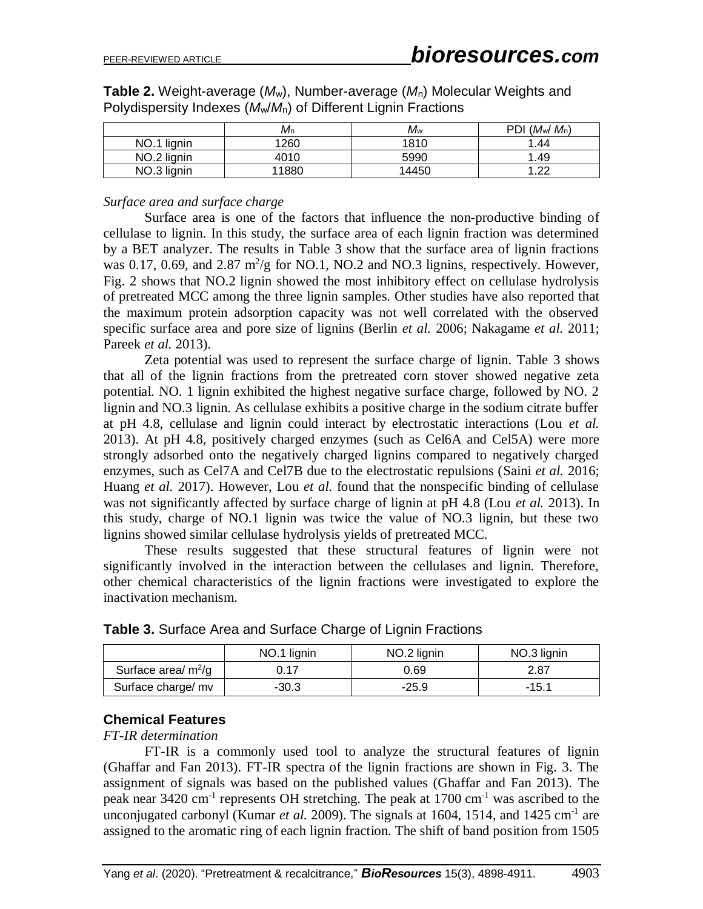**Table 2.** Weight-average ($M_w$), Number-average ($M_n$) Molecular Weights and Polydispersity Indexes ($M_w$/$M_n$) of Different Lignin Fractions

| | $M_n$ | $M_w$ | PDI ($M_w$/ $M_n$) |
|---|---|---|---|
| NO.1 lignin | 1260 | 1810 | 1.44 |
| NO.2 lignin | 4010 | 5990 | 1.49 |
| NO.3 lignin | 11880 | 14450 | 1.22 |

*Surface area and surface charge*

Surface area is one of the factors that influence the non-productive binding of cellulase to lignin. In this study, the surface area of each lignin fraction was determined by a BET analyzer. The results in Table 3 show that the surface area of lignin fractions was 0.17, 0.69, and 2.87 $m^2$/g for NO.1, NO.2 and NO.3 lignins, respectively. However, Fig. 2 shows that NO.2 lignin showed the most inhibitory effect on cellulase hydrolysis of pretreated MCC among the three lignin samples. Other studies have also reported that the maximum protein adsorption capacity was not well correlated with the observed specific surface area and pore size of lignins (Berlin *et al.* 2006; Nakagame *et al.* 2011; Pareek *et al.* 2013).

Zeta potential was used to represent the surface charge of lignin. Table 3 shows that all of the lignin fractions from the pretreated corn stover showed negative zeta potential. NO. 1 lignin exhibited the highest negative surface charge, followed by NO. 2 lignin and NO.3 lignin. As cellulase exhibits a positive charge in the sodium citrate buffer at pH 4.8, cellulase and lignin could interact by electrostatic interactions (Lou *et al.* 2013). At pH 4.8, positively charged enzymes (such as Cel6A and Cel5A) were more strongly adsorbed onto the negatively charged lignins compared to negatively charged enzymes, such as Cel7A and Cel7B due to the electrostatic repulsions (Saini *et al.* 2016; Huang *et al.* 2017). However, Lou *et al.* found that the nonspecific binding of cellulase was not significantly affected by surface charge of lignin at pH 4.8 (Lou *et al.* 2013). In this study, charge of NO.1 lignin was twice the value of NO.3 lignin, but these two lignins showed similar cellulase hydrolysis yields of pretreated MCC.

These results suggested that these structural features of lignin were not significantly involved in the interaction between the cellulases and lignin. Therefore, other chemical characteristics of the lignin fractions were investigated to explore the inactivation mechanism.

**Table 3.** Surface Area and Surface Charge of Lignin Fractions

| | NO.1 lignin | NO.2 lignin | NO.3 lignin |
|---|---|---|---|
| Surface area/ $m^2$/g | 0.17 | 0.69 | 2.87 |
| Surface charge/ mv | -30.3 | -25.9 | -15.1 |

## Chemical Features

*FT-IR determination*

FT-IR is a commonly used tool to analyze the structural features of lignin (Ghaffar and Fan 2013). FT-IR spectra of the lignin fractions are shown in Fig. 3. The assignment of signals was based on the published values (Ghaffar and Fan 2013). The peak near 3420 $cm^{-1}$ represents OH stretching. The peak at 1700 $cm^{-1}$ was ascribed to the unconjugated carbonyl (Kumar *et al.* 2009). The signals at 1604, 1514, and 1425 $cm^{-1}$ are assigned to the aromatic ring of each lignin fraction. The shift of band position from 1505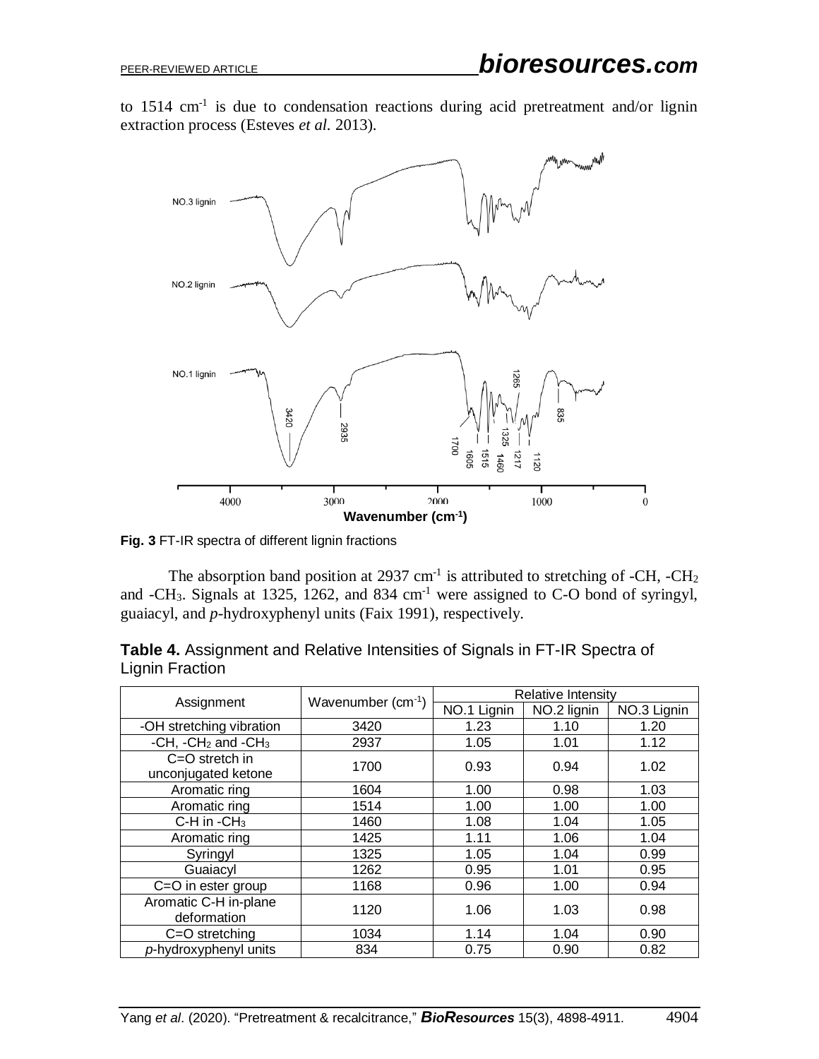to 1514 $cm^{-1}$ is due to condensation reactions during acid pretreatment and/or lignin extraction process (Esteves *et al.* 2013).

**Fig. 3** FT-IR spectra of different lignin fractions

The absorption band position at 2937 $cm^{-1}$ is attributed to stretching of -CH, $-CH_2$ and $-CH_3$. Signals at 1325, 1262, and 834 $cm^{-1}$ were assigned to C-O bond of syringyl, guaiacyl, and *p*-hydroxyphenyl units (Faix 1991), respectively.

**Table 4.** Assignment and Relative Intensities of Signals in FT-IR Spectra of Lignin Fraction

| Assignment | Wavenumber ($cm^{-1}$) | Relative Intensity | | |
|---|---|---|---|---|
| | | NO.1 Lignin | NO.2 lignin | NO.3 Lignin |
| -OH stretching vibration | 3420 | 1.23 | 1.10 | 1.20 |
| -CH, $-CH_2$ and $-CH_3$ | 2937 | 1.05 | 1.01 | 1.12 |
| C=O stretch in unconjugated ketone | 1700 | 0.93 | 0.94 | 1.02 |
| Aromatic ring | 1604 | 1.00 | 0.98 | 1.03 |
| Aromatic ring | 1514 | 1.00 | 1.00 | 1.00 |
| C-H in $-CH_3$ | 1460 | 1.08 | 1.04 | 1.05 |
| Aromatic ring | 1425 | 1.11 | 1.06 | 1.04 |
| Syringyl | 1325 | 1.05 | 1.04 | 0.99 |
| Guaiacyl | 1262 | 0.95 | 1.01 | 0.95 |
| C=O in ester group | 1168 | 0.96 | 1.00 | 0.94 |
| Aromatic C-H in-plane deformation | 1120 | 1.06 | 1.03 | 0.98 |
| C=O stretching | 1034 | 1.14 | 1.04 | 0.90 |
| *p*-hydroxyphenyl units | 834 | 0.75 | 0.90 | 0.82 |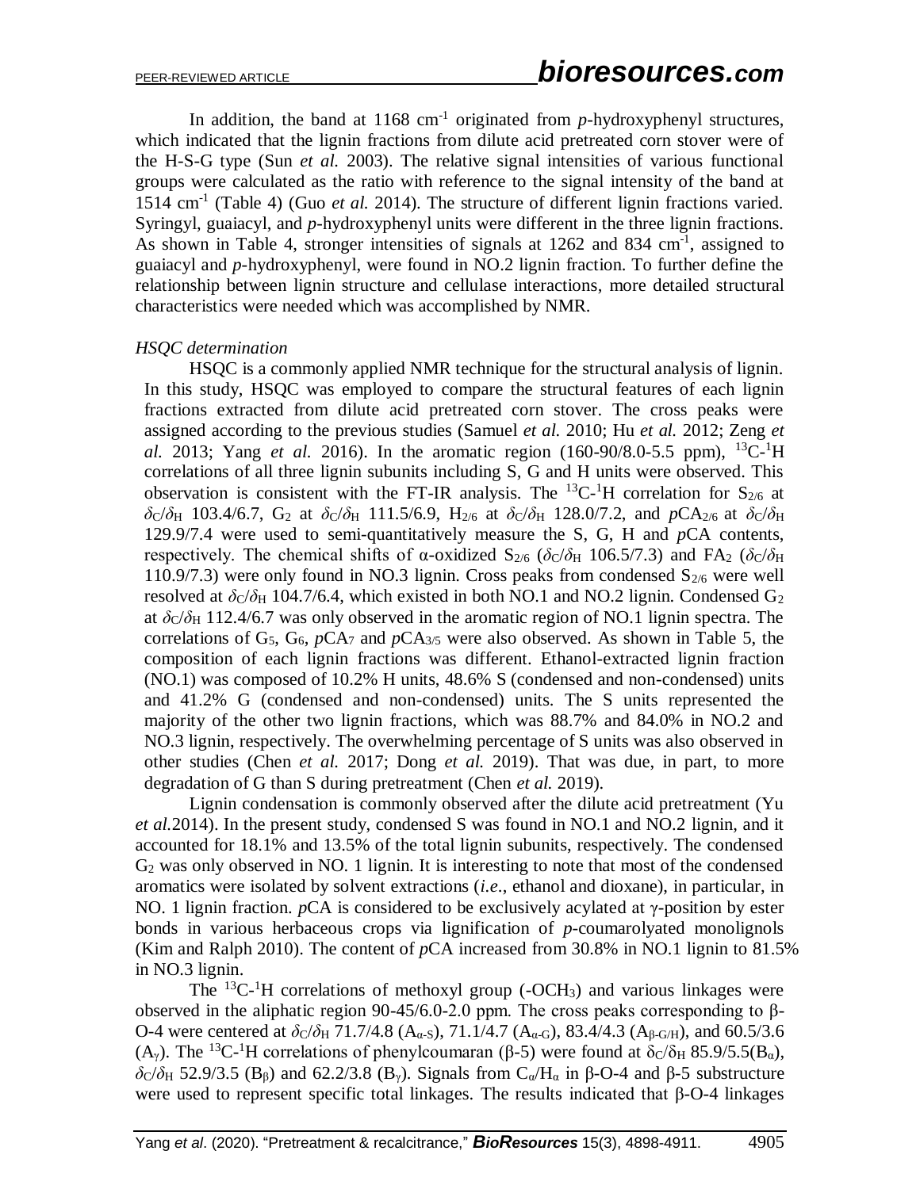In addition, the band at 1168 $cm^{-1}$ originated from *p*-hydroxyphenyl structures, which indicated that the lignin fractions from dilute acid pretreated corn stover were of the H-S-G type (Sun *et al.* 2003). The relative signal intensities of various functional groups were calculated as the ratio with reference to the signal intensity of the band at 1514 $cm^{-1}$ (Table 4) (Guo *et al.* 2014). The structure of different lignin fractions varied. Syringyl, guaiacyl, and *p*-hydroxyphenyl units were different in the three lignin fractions. As shown in Table 4, stronger intensities of signals at 1262 and 834 $cm^{-1}$, assigned to guaiacyl and *p*-hydroxyphenyl, were found in NO.2 lignin fraction. To further define the relationship between lignin structure and cellulase interactions, more detailed structural characteristics were needed which was accomplished by NMR.

*HSQC determination*

HSQC is a commonly applied NMR technique for the structural analysis of lignin. In this study, HSQC was employed to compare the structural features of each lignin fractions extracted from dilute acid pretreated corn stover. The cross peaks were assigned according to the previous studies (Samuel *et al.* 2010; Hu *et al.* 2012; Zeng *et al.* 2013; Yang *et al.* 2016). In the aromatic region (160-90/8.0-5.5 ppm), $^{13}C$-$^{1}H$ correlations of all three lignin subunits including S, G and H units were observed. This observation is consistent with the FT-IR analysis. The $^{13}C$-$^{1}H$ correlation for $S_{2/6}$ at $\delta_C/\delta_H$ 103.4/6.7, $G_2$ at $\delta_C/\delta_H$ 111.5/6.9, $H_{2/6}$ at $\delta_C/\delta_H$ 128.0/7.2, and $p$CA$_{2/6}$ at $\delta_C/\delta_H$ 129.9/7.4 were used to semi-quantitatively measure the S, G, H and *p*CA contents, respectively. The chemical shifts of α-oxidized $S_{2/6}$ ($\delta_C/\delta_H$ 106.5/7.3) and $FA_2$ ($\delta_C/\delta_H$ 110.9/7.3) were only found in NO.3 lignin. Cross peaks from condensed $S_{2/6}$ were well resolved at $\delta_C/\delta_H$ 104.7/6.4, which existed in both NO.1 and NO.2 lignin. Condensed $G_2$ at $\delta_C/\delta_H$ 112.4/6.7 was only observed in the aromatic region of NO.1 lignin spectra. The correlations of $G_5$, $G_6$, $p$CA$_7$ and $p$CA$_{3/5}$ were also observed. As shown in Table 5, the composition of each lignin fractions was different. Ethanol-extracted lignin fraction (NO.1) was composed of 10.2% H units, 48.6% S (condensed and non-condensed) units and 41.2% G (condensed and non-condensed) units. The S units represented the majority of the other two lignin fractions, which was 88.7% and 84.0% in NO.2 and NO.3 lignin, respectively. The overwhelming percentage of S units was also observed in other studies (Chen *et al.* 2017; Dong *et al.* 2019). That was due, in part, to more degradation of G than S during pretreatment (Chen *et al.* 2019).

Lignin condensation is commonly observed after the dilute acid pretreatment (Yu *et al.*2014). In the present study, condensed S was found in NO.1 and NO.2 lignin, and it accounted for 18.1% and 13.5% of the total lignin subunits, respectively. The condensed $G_2$ was only observed in NO. 1 lignin. It is interesting to note that most of the condensed aromatics were isolated by solvent extractions (*i.e*., ethanol and dioxane), in particular, in NO. 1 lignin fraction. *p*CA is considered to be exclusively acylated at γ-position by ester bonds in various herbaceous crops via lignification of *p*-coumarolyated monolignols (Kim and Ralph 2010). The content of *p*CA increased from 30.8% in NO.1 lignin to 81.5% in NO.3 lignin.

The $^{13}C$-$^{1}H$ correlations of methoxyl group ($-OCH_3$) and various linkages were observed in the aliphatic region 90-45/6.0-2.0 ppm. The cross peaks corresponding to β-O-4 were centered at $\delta_C/\delta_H$ 71.7/4.8 ($A_{\alpha\text{-}S}$), 71.1/4.7 ($A_{\alpha\text{-}G}$), 83.4/4.3 ($A_{\beta\text{-}G/H}$), and 60.5/3.6 ($A_\gamma$). The $^{13}C$-$^{1}H$ correlations of phenylcoumaran (β-5) were found at $\delta_C/\delta_H$ 85.9/5.5($B_\alpha$), $\delta_C/\delta_H$ 52.9/3.5 ($B_\beta$) and 62.2/3.8 ($B_\gamma$). Signals from $C_\alpha/H_\alpha$ in β-O-4 and β-5 substructure were used to represent specific total linkages. The results indicated that β-O-4 linkages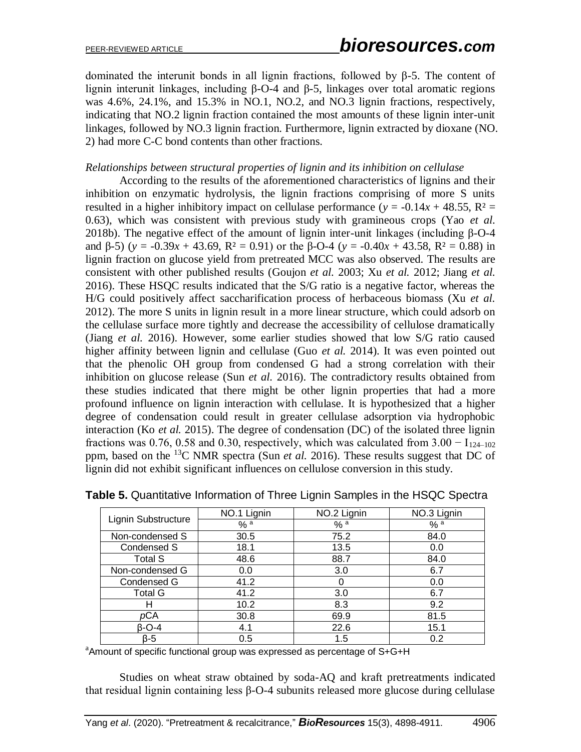dominated the interunit bonds in all lignin fractions, followed by β-5. The content of lignin interunit linkages, including β-O-4 and β-5, linkages over total aromatic regions was 4.6%, 24.1%, and 15.3% in NO.1, NO.2, and NO.3 lignin fractions, respectively, indicating that NO.2 lignin fraction contained the most amounts of these lignin inter-unit linkages, followed by NO.3 lignin fraction. Furthermore, lignin extracted by dioxane (NO. 2) had more C-C bond contents than other fractions.

*Relationships between structural properties of lignin and its inhibition on cellulase*

According to the results of the aforementioned characteristics of lignins and their inhibition on enzymatic hydrolysis, the lignin fractions comprising of more S units resulted in a higher inhibitory impact on cellulase performance ($y = -0.14x + 48.55$, $R^2 = 0.63$), which was consistent with previous study with gramineous crops (Yao *et al.* 2018b). The negative effect of the amount of lignin inter-unit linkages (including β-O-4 and β-5) ($y = -0.39x + 43.69$, $R^2 = 0.91$) or the β-O-4 ($y = -0.40x + 43.58$, $R^2 = 0.88$) in lignin fraction on glucose yield from pretreated MCC was also observed. The results are consistent with other published results (Goujon *et al.* 2003; Xu *et al.* 2012; Jiang *et al.* 2016). These HSQC results indicated that the S/G ratio is a negative factor, whereas the H/G could positively affect saccharification process of herbaceous biomass (Xu *et al.* 2012). The more S units in lignin result in a more linear structure, which could adsorb on the cellulase surface more tightly and decrease the accessibility of cellulose dramatically (Jiang *et al.* 2016). However, some earlier studies showed that low S/G ratio caused higher affinity between lignin and cellulase (Guo *et al.* 2014). It was even pointed out that the phenolic OH group from condensed G had a strong correlation with their inhibition on glucose release (Sun *et al.* 2016). The contradictory results obtained from these studies indicated that there might be other lignin properties that had a more profound influence on lignin interaction with cellulase. It is hypothesized that a higher degree of condensation could result in greater cellulase adsorption via hydrophobic interaction (Ko *et al.* 2015). The degree of condensation (DC) of the isolated three lignin fractions was 0.76, 0.58 and 0.30, respectively, which was calculated from $3.00 - I_{124\text{–}102}$ ppm, based on the $^{13}$C NMR spectra (Sun *et al.* 2016). These results suggest that DC of lignin did not exhibit significant influences on cellulose conversion in this study.

**Table 5.** Quantitative Information of Three Lignin Samples in the HSQC Spectra

| Lignin Substructure | NO.1 Lignin | NO.2 Lignin | NO.3 Lignin |
|---|---|---|---|
| | % [a] | % [a] | % [a] |
| Non-condensed S | 30.5 | 75.2 | 84.0 |
| Condensed S | 18.1 | 13.5 | 0.0 |
| Total S | 48.6 | 88.7 | 84.0 |
| Non-condensed G | 0.0 | 3.0 | 6.7 |
| Condensed G | 41.2 | 0 | 0.0 |
| Total G | 41.2 | 3.0 | 6.7 |
| H | 10.2 | 8.3 | 9.2 |
| *p*CA | 30.8 | 69.9 | 81.5 |
| β-O-4 | 4.1 | 22.6 | 15.1 |
| β-5 | 0.5 | 1.5 | 0.2 |

[a]Amount of specific functional group was expressed as percentage of S+G+H

Studies on wheat straw obtained by soda-AQ and kraft pretreatments indicated that residual lignin containing less β-O-4 subunits released more glucose during cellulase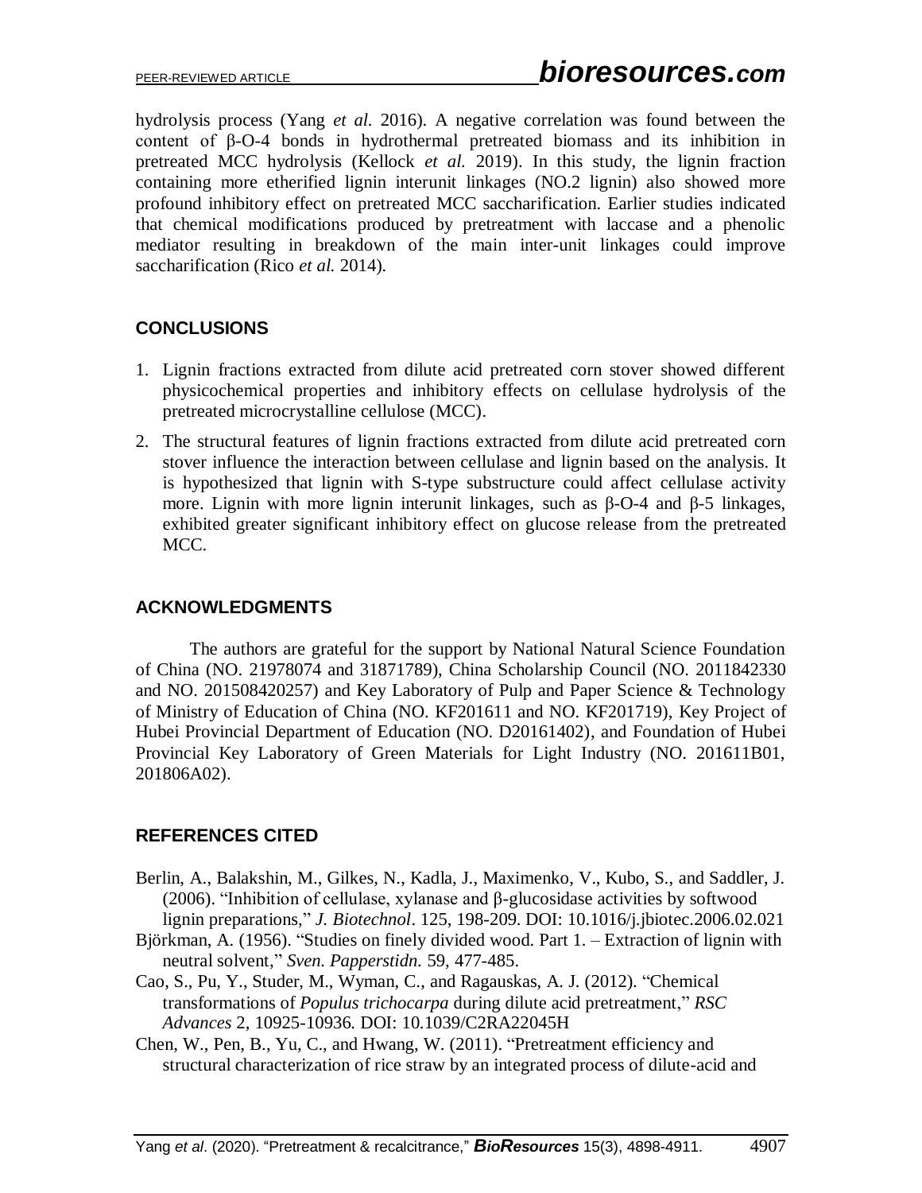hydrolysis process (Yang *et al.* 2016). A negative correlation was found between the content of β-O-4 bonds in hydrothermal pretreated biomass and its inhibition in pretreated MCC hydrolysis (Kellock *et al.* 2019). In this study, the lignin fraction containing more etherified lignin interunit linkages (NO.2 lignin) also showed more profound inhibitory effect on pretreated MCC saccharification. Earlier studies indicated that chemical modifications produced by pretreatment with laccase and a phenolic mediator resulting in breakdown of the main inter-unit linkages could improve saccharification (Rico *et al.* 2014).

## CONCLUSIONS

1. Lignin fractions extracted from dilute acid pretreated corn stover showed different physicochemical properties and inhibitory effects on cellulase hydrolysis of the pretreated microcrystalline cellulose (MCC).
2. The structural features of lignin fractions extracted from dilute acid pretreated corn stover influence the interaction between cellulase and lignin based on the analysis. It is hypothesized that lignin with S-type substructure could affect cellulase activity more. Lignin with more lignin interunit linkages, such as β-O-4 and β-5 linkages, exhibited greater significant inhibitory effect on glucose release from the pretreated MCC.

## ACKNOWLEDGMENTS

The authors are grateful for the support by National Natural Science Foundation of China (NO. 21978074 and 31871789), China Scholarship Council (NO. 2011842330 and NO. 201508420257) and Key Laboratory of Pulp and Paper Science & Technology of Ministry of Education of China (NO. KF201611 and NO. KF201719), Key Project of Hubei Provincial Department of Education (NO. D20161402), and Foundation of Hubei Provincial Key Laboratory of Green Materials for Light Industry (NO. 201611B01, 201806A02).

## REFERENCES CITED

Berlin, A., Balakshin, M., Gilkes, N., Kadla, J., Maximenko, V., Kubo, S., and Saddler, J. (2006). "Inhibition of cellulase, xylanase and β-glucosidase activities by softwood lignin preparations," *J. Biotechnol*. 125, 198-209. DOI: 10.1016/j.jbiotec.2006.02.021

Björkman, A. (1956). "Studies on finely divided wood. Part 1. – Extraction of lignin with neutral solvent," *Sven. Papperstidn.* 59, 477-485.

Cao, S., Pu, Y., Studer, M., Wyman, C., and Ragauskas, A. J. (2012). "Chemical transformations of *Populus trichocarpa* during dilute acid pretreatment," *RSC Advances* 2, 10925-10936. DOI: 10.1039/C2RA22045H

Chen, W., Pen, B., Yu, C., and Hwang, W. (2011). "Pretreatment efficiency and structural characterization of rice straw by an integrated process of dilute-acid and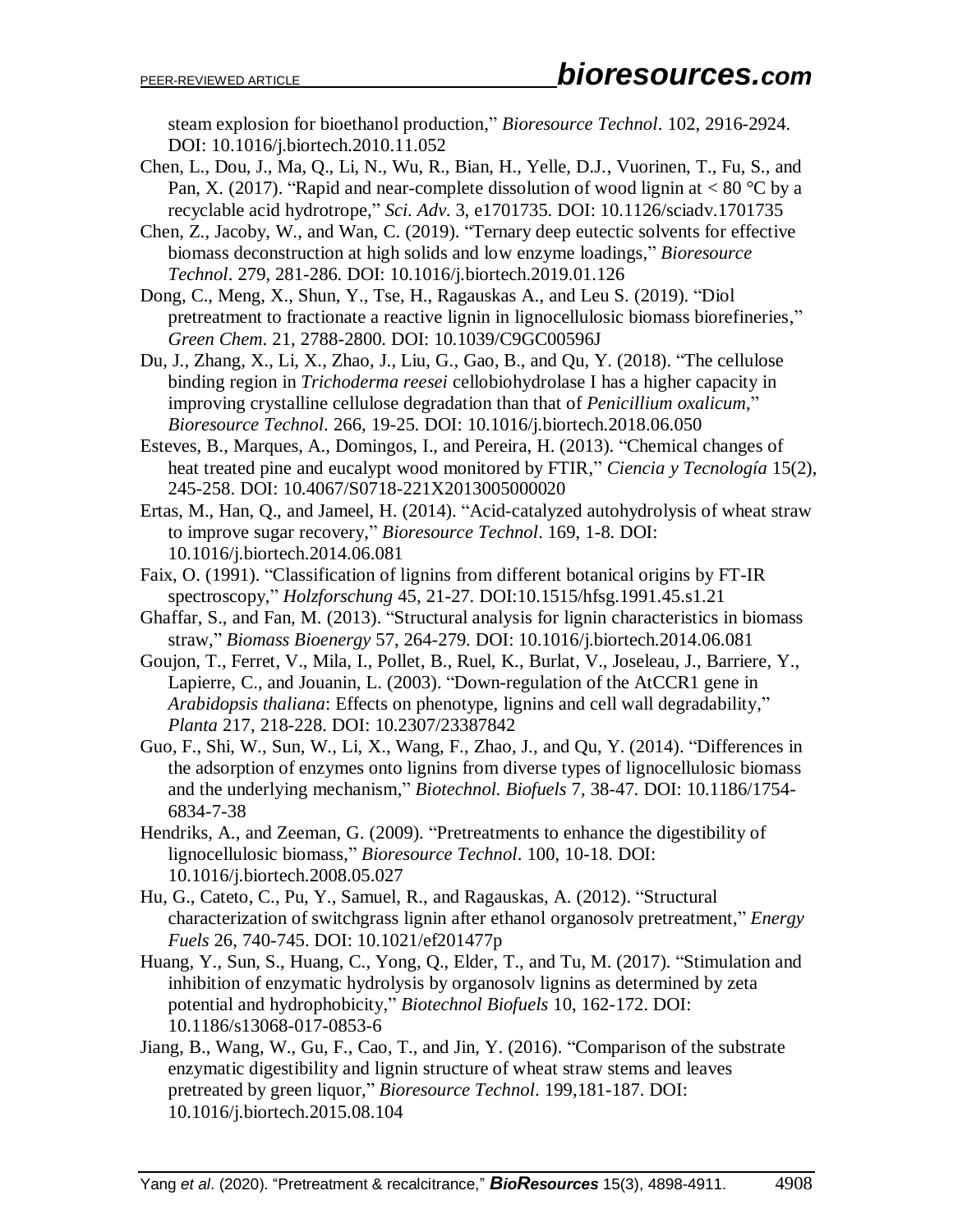steam explosion for bioethanol production," *Bioresource Technol*. 102, 2916-2924. DOI: 10.1016/j.biortech.2010.11.052

Chen, L., Dou, J., Ma, Q., Li, N., Wu, R., Bian, H., Yelle, D.J., Vuorinen, T., Fu, S., and Pan, X. (2017). "Rapid and near-complete dissolution of wood lignin at < 80 °C by a recyclable acid hydrotrope," *Sci. Adv.* 3, e1701735. DOI: 10.1126/sciadv.1701735

Chen, Z., Jacoby, W., and Wan, C. (2019). "Ternary deep eutectic solvents for effective biomass deconstruction at high solids and low enzyme loadings," *Bioresource Technol*. 279, 281-286. DOI: 10.1016/j.biortech.2019.01.126

Dong, C., Meng, X., Shun, Y., Tse, H., Ragauskas A., and Leu S. (2019). "Diol pretreatment to fractionate a reactive lignin in lignocellulosic biomass biorefineries," *Green Chem*. 21, 2788-2800. DOI: 10.1039/C9GC00596J

Du, J., Zhang, X., Li, X., Zhao, J., Liu, G., Gao, B., and Qu, Y. (2018). "The cellulose binding region in *Trichoderma reesei* cellobiohydrolase I has a higher capacity in improving crystalline cellulose degradation than that of *Penicillium oxalicum*," *Bioresource Technol*. 266, 19-25. DOI: 10.1016/j.biortech.2018.06.050

Esteves, B., Marques, A., Domingos, I., and Pereira, H. (2013). "Chemical changes of heat treated pine and eucalypt wood monitored by FTIR," *Ciencia y Tecnología* 15(2), 245-258. DOI: 10.4067/S0718-221X2013005000020

Ertas, M., Han, Q., and Jameel, H. (2014). "Acid-catalyzed autohydrolysis of wheat straw to improve sugar recovery," *Bioresource Technol*. 169, 1-8. DOI: 10.1016/j.biortech.2014.06.081

Faix, O. (1991). "Classification of lignins from different botanical origins by FT-IR spectroscopy," *Holzforschung* 45, 21-27. DOI:10.1515/hfsg.1991.45.s1.21

Ghaffar, S., and Fan, M. (2013). "Structural analysis for lignin characteristics in biomass straw," *Biomass Bioenergy* 57, 264-279. DOI: 10.1016/j.biortech.2014.06.081

Goujon, T., Ferret, V., Mila, I., Pollet, B., Ruel, K., Burlat, V., Joseleau, J., Barriere, Y., Lapierre, C., and Jouanin, L. (2003). "Down-regulation of the AtCCR1 gene in *Arabidopsis thaliana*: Effects on phenotype, lignins and cell wall degradability," *Planta* 217, 218-228. DOI: 10.2307/23387842

Guo, F., Shi, W., Sun, W., Li, X., Wang, F., Zhao, J., and Qu, Y. (2014). "Differences in the adsorption of enzymes onto lignins from diverse types of lignocellulosic biomass and the underlying mechanism," *Biotechnol. Biofuels* 7, 38-47. DOI: 10.1186/1754-6834-7-38

Hendriks, A., and Zeeman, G. (2009). "Pretreatments to enhance the digestibility of lignocellulosic biomass," *Bioresource Technol*. 100, 10-18. DOI: 10.1016/j.biortech.2008.05.027

Hu, G., Cateto, C., Pu, Y., Samuel, R., and Ragauskas, A. (2012). "Structural characterization of switchgrass lignin after ethanol organosolv pretreatment," *Energy Fuels* 26, 740-745. DOI: 10.1021/ef201477p

Huang, Y., Sun, S., Huang, C., Yong, Q., Elder, T., and Tu, M. (2017). "Stimulation and inhibition of enzymatic hydrolysis by organosolv lignins as determined by zeta potential and hydrophobicity," *Biotechnol Biofuels* 10, 162-172. DOI: 10.1186/s13068-017-0853-6

Jiang, B., Wang, W., Gu, F., Cao, T., and Jin, Y. (2016). "Comparison of the substrate enzymatic digestibility and lignin structure of wheat straw stems and leaves pretreated by green liquor," *Bioresource Technol*. 199,181-187. DOI: 10.1016/j.biortech.2015.08.104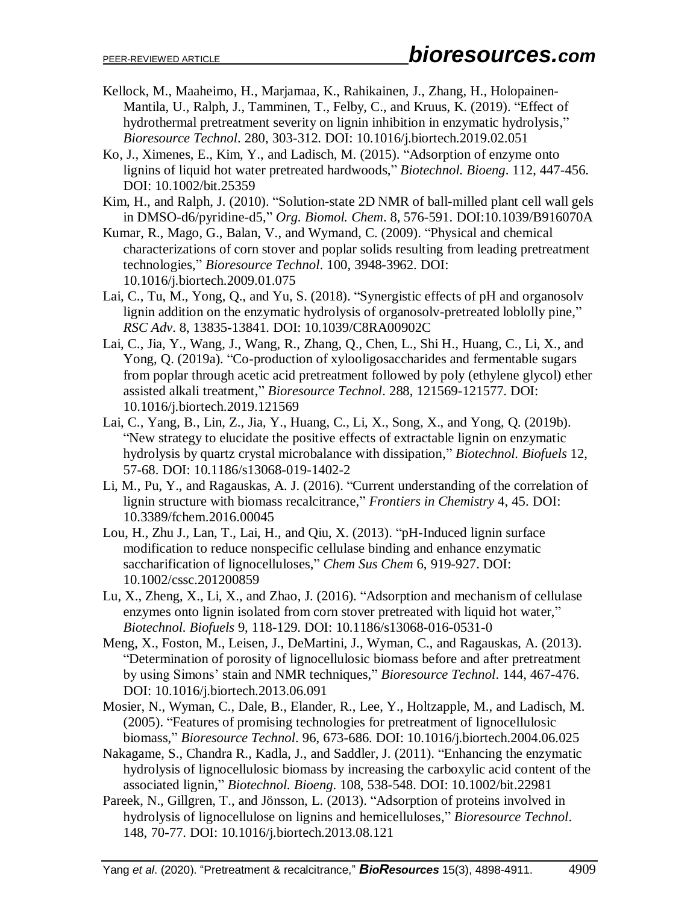Kellock, M., Maaheimo, H., Marjamaa, K., Rahikainen, J., Zhang, H., Holopainen-Mantila, U., Ralph, J., Tamminen, T., Felby, C., and Kruus, K. (2019). "Effect of hydrothermal pretreatment severity on lignin inhibition in enzymatic hydrolysis," *Bioresource Technol*. 280, 303-312. DOI: 10.1016/j.biortech.2019.02.051

Ko, J., Ximenes, E., Kim, Y., and Ladisch, M. (2015). "Adsorption of enzyme onto lignins of liquid hot water pretreated hardwoods," *Biotechnol. Bioeng*. 112, 447-456. DOI: 10.1002/bit.25359

Kim, H., and Ralph, J. (2010). "Solution-state 2D NMR of ball-milled plant cell wall gels in DMSO-d6/pyridine-d5," *Org. Biomol. Chem*. 8, 576-591. DOI:10.1039/B916070A

Kumar, R., Mago, G., Balan, V., and Wymand, C. (2009). "Physical and chemical characterizations of corn stover and poplar solids resulting from leading pretreatment technologies," *Bioresource Technol*. 100, 3948-3962. DOI: 10.1016/j.biortech.2009.01.075

Lai, C., Tu, M., Yong, Q., and Yu, S. (2018). "Synergistic effects of pH and organosolv lignin addition on the enzymatic hydrolysis of organosolv-pretreated loblolly pine," *RSC Adv*. 8, 13835-13841. DOI: 10.1039/C8RA00902C

Lai, C., Jia, Y., Wang, J., Wang, R., Zhang, Q., Chen, L., Shi H., Huang, C., Li, X., and Yong, Q. (2019a). "Co-production of xylooligosaccharides and fermentable sugars from poplar through acetic acid pretreatment followed by poly (ethylene glycol) ether assisted alkali treatment," *Bioresource Technol*. 288, 121569-121577. DOI: 10.1016/j.biortech.2019.121569

Lai, C., Yang, B., Lin, Z., Jia, Y., Huang, C., Li, X., Song, X., and Yong, Q. (2019b). "New strategy to elucidate the positive effects of extractable lignin on enzymatic hydrolysis by quartz crystal microbalance with dissipation," *Biotechnol. Biofuels* 12, 57-68. DOI: 10.1186/s13068-019-1402-2

Li, M., Pu, Y., and Ragauskas, A. J. (2016). "Current understanding of the correlation of lignin structure with biomass recalcitrance," *Frontiers in Chemistry* 4, 45. DOI: 10.3389/fchem.2016.00045

Lou, H., Zhu J., Lan, T., Lai, H., and Qiu, X. (2013). "pH-Induced lignin surface modification to reduce nonspecific cellulase binding and enhance enzymatic saccharification of lignocelluloses," *Chem Sus Chem* 6, 919-927. DOI: 10.1002/cssc.201200859

Lu, X., Zheng, X., Li, X., and Zhao, J. (2016). "Adsorption and mechanism of cellulase enzymes onto lignin isolated from corn stover pretreated with liquid hot water," *Biotechnol. Biofuels* 9, 118-129. DOI: 10.1186/s13068-016-0531-0

Meng, X., Foston, M., Leisen, J., DeMartini, J., Wyman, C., and Ragauskas, A. (2013). "Determination of porosity of lignocellulosic biomass before and after pretreatment by using Simons' stain and NMR techniques," *Bioresource Technol*. 144, 467-476. DOI: 10.1016/j.biortech.2013.06.091

Mosier, N., Wyman, C., Dale, B., Elander, R., Lee, Y., Holtzapple, M., and Ladisch, M. (2005). "Features of promising technologies for pretreatment of lignocellulosic biomass," *Bioresource Technol*. 96, 673-686. DOI: 10.1016/j.biortech.2004.06.025

Nakagame, S., Chandra R., Kadla, J., and Saddler, J. (2011). "Enhancing the enzymatic hydrolysis of lignocellulosic biomass by increasing the carboxylic acid content of the associated lignin," *Biotechnol. Bioeng*. 108, 538-548. DOI: 10.1002/bit.22981

Pareek, N., Gillgren, T., and Jönsson, L. (2013). "Adsorption of proteins involved in hydrolysis of lignocellulose on lignins and hemicelluloses," *Bioresource Technol*. 148, 70-77. DOI: 10.1016/j.biortech.2013.08.121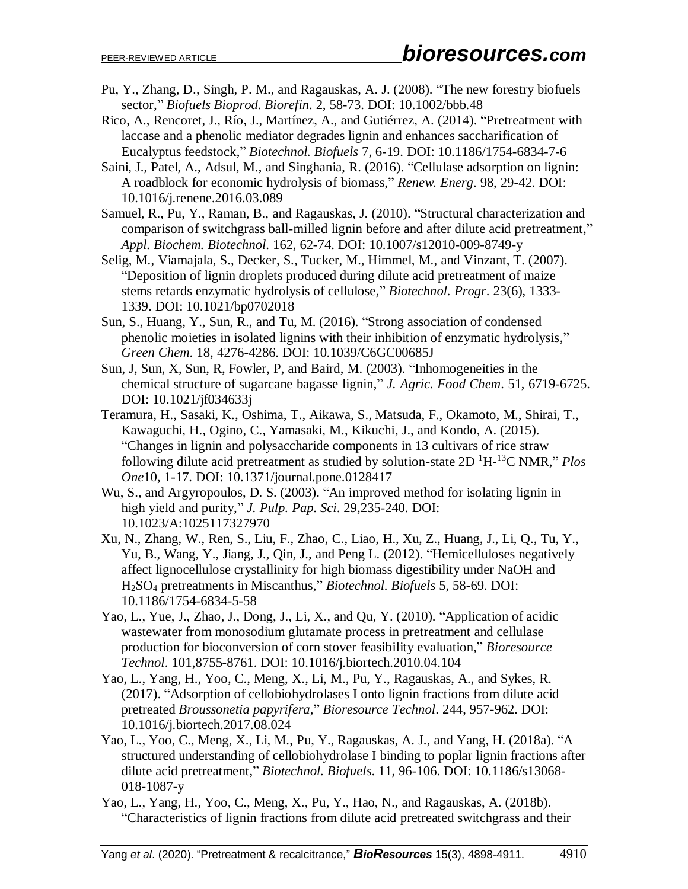Pu, Y., Zhang, D., Singh, P. M., and Ragauskas, A. J. (2008). "The new forestry biofuels sector," *Biofuels Bioprod. Biorefin.* 2, 58-73. DOI: 10.1002/bbb.48

Rico, A., Rencoret, J., Río, J., Martínez, A., and Gutiérrez, A. (2014). "Pretreatment with laccase and a phenolic mediator degrades lignin and enhances saccharification of Eucalyptus feedstock," *Biotechnol. Biofuels* 7, 6-19. DOI: 10.1186/1754-6834-7-6

Saini, J., Patel, A., Adsul, M., and Singhania, R. (2016). "Cellulase adsorption on lignin: A roadblock for economic hydrolysis of biomass," *Renew. Energ*. 98, 29-42. DOI: 10.1016/j.renene.2016.03.089

Samuel, R., Pu, Y., Raman, B., and Ragauskas, J. (2010). "Structural characterization and comparison of switchgrass ball-milled lignin before and after dilute acid pretreatment," *Appl. Biochem. Biotechnol*. 162, 62-74. DOI: 10.1007/s12010-009-8749-y

Selig, M., Viamajala, S., Decker, S., Tucker, M., Himmel, M., and Vinzant, T. (2007). "Deposition of lignin droplets produced during dilute acid pretreatment of maize stems retards enzymatic hydrolysis of cellulose," *Biotechnol. Progr*. 23(6), 1333-1339. DOI: 10.1021/bp0702018

Sun, S., Huang, Y., Sun, R., and Tu, M. (2016). "Strong association of condensed phenolic moieties in isolated lignins with their inhibition of enzymatic hydrolysis," *Green Chem*. 18, 4276-4286. DOI: 10.1039/C6GC00685J

Sun, J, Sun, X, Sun, R, Fowler, P, and Baird, M. (2003). "Inhomogeneities in the chemical structure of sugarcane bagasse lignin," *J. Agric. Food Chem*. 51, 6719-6725. DOI: 10.1021/jf034633j

Teramura, H., Sasaki, K., Oshima, T., Aikawa, S., Matsuda, F., Okamoto, M., Shirai, T., Kawaguchi, H., Ogino, C., Yamasaki, M., Kikuchi, J., and Kondo, A. (2015). "Changes in lignin and polysaccharide components in 13 cultivars of rice straw following dilute acid pretreatment as studied by solution-state 2D $^{1}$H-$^{13}$C NMR," *Plos One*10, 1-17. DOI: 10.1371/journal.pone.0128417

Wu, S., and Argyropoulos, D. S. (2003). "An improved method for isolating lignin in high yield and purity," *J. Pulp. Pap. Sci*. 29,235-240. DOI: 10.1023/A:1025117327970

Xu, N., Zhang, W., Ren, S., Liu, F., Zhao, C., Liao, H., Xu, Z., Huang, J., Li, Q., Tu, Y., Yu, B., Wang, Y., Jiang, J., Qin, J., and Peng L. (2012). "Hemicelluloses negatively affect lignocellulose crystallinity for high biomass digestibility under NaOH and $H_2SO_4$ pretreatments in Miscanthus," *Biotechnol. Biofuels* 5, 58-69. DOI: 10.1186/1754-6834-5-58

Yao, L., Yue, J., Zhao, J., Dong, J., Li, X., and Qu, Y. (2010). "Application of acidic wastewater from monosodium glutamate process in pretreatment and cellulase production for bioconversion of corn stover feasibility evaluation," *Bioresource Technol*. 101,8755-8761. DOI: 10.1016/j.biortech.2010.04.104

Yao, L., Yang, H., Yoo, C., Meng, X., Li, M., Pu, Y., Ragauskas, A., and Sykes, R. (2017). "Adsorption of cellobiohydrolases I onto lignin fractions from dilute acid pretreated *Broussonetia papyrifera*," *Bioresource Technol*. 244, 957-962. DOI: 10.1016/j.biortech.2017.08.024

Yao, L., Yoo, C., Meng, X., Li, M., Pu, Y., Ragauskas, A. J., and Yang, H. (2018a). "A structured understanding of cellobiohydrolase I binding to poplar lignin fractions after dilute acid pretreatment," *Biotechnol. Biofuels*. 11, 96-106. DOI: 10.1186/s13068-018-1087-y

Yao, L., Yang, H., Yoo, C., Meng, X., Pu, Y., Hao, N., and Ragauskas, A. (2018b). "Characteristics of lignin fractions from dilute acid pretreated switchgrass and their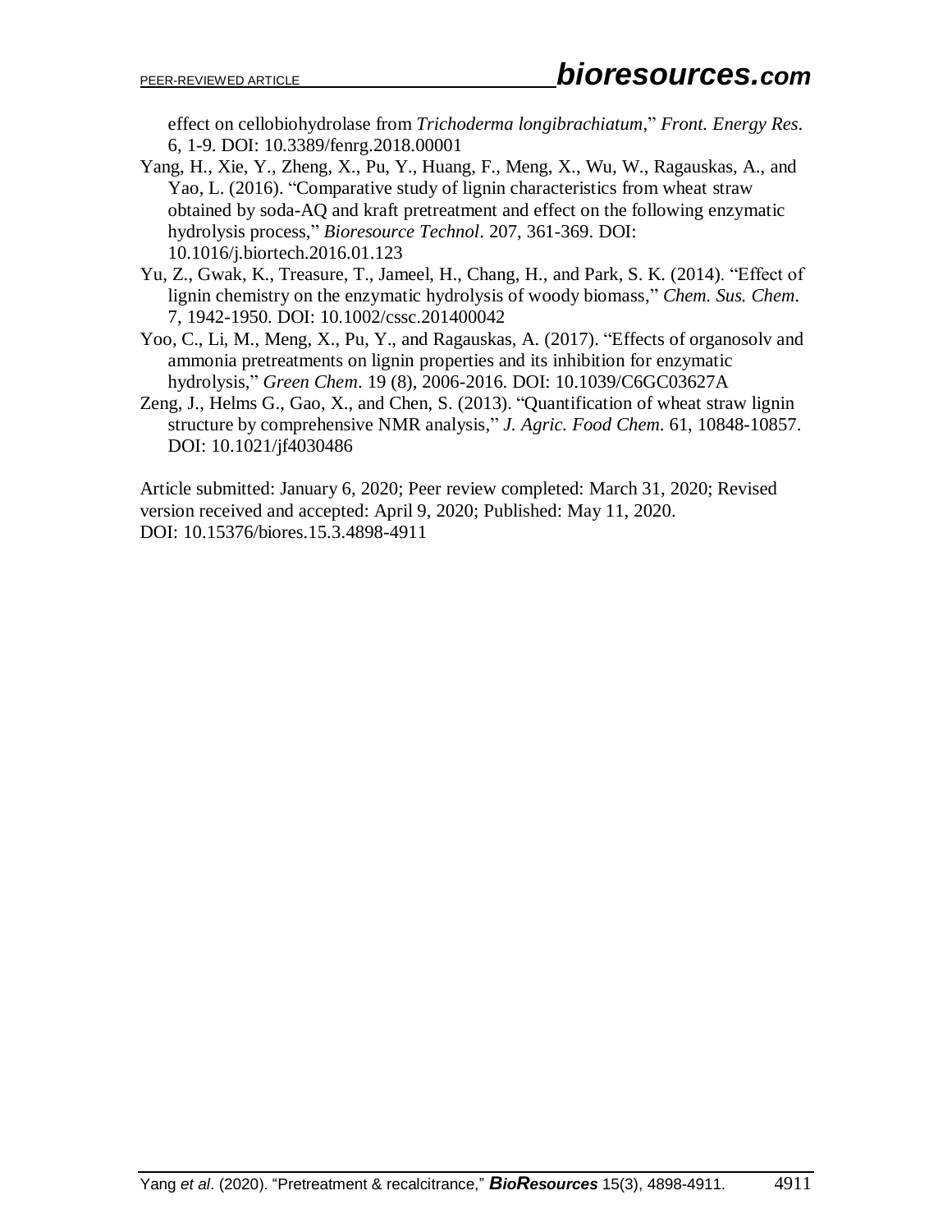effect on cellobiohydrolase from *Trichoderma longibrachiatum*," *Front. Energy Res*. 6, 1-9. DOI: 10.3389/fenrg.2018.00001

Yang, H., Xie, Y., Zheng, X., Pu, Y., Huang, F., Meng, X., Wu, W., Ragauskas, A., and Yao, L. (2016). "Comparative study of lignin characteristics from wheat straw obtained by soda-AQ and kraft pretreatment and effect on the following enzymatic hydrolysis process," *Bioresource Technol*. 207, 361-369. DOI: 10.1016/j.biortech.2016.01.123

Yu, Z., Gwak, K., Treasure, T., Jameel, H., Chang, H., and Park, S. K. (2014). "Effect of lignin chemistry on the enzymatic hydrolysis of woody biomass," *Chem. Sus. Chem*. 7, 1942-1950. DOI: 10.1002/cssc.201400042

Yoo, C., Li, M., Meng, X., Pu, Y., and Ragauskas, A. (2017). "Effects of organosolv and ammonia pretreatments on lignin properties and its inhibition for enzymatic hydrolysis," *Green Chem*. 19 (8), 2006-2016. DOI: 10.1039/C6GC03627A

Zeng, J., Helms G., Gao, X., and Chen, S. (2013). "Quantification of wheat straw lignin structure by comprehensive NMR analysis," *J. Agric. Food Chem*. 61, 10848-10857. DOI: 10.1021/jf4030486

Article submitted: January 6, 2020; Peer review completed: March 31, 2020; Revised version received and accepted: April 9, 2020; Published: May 11, 2020.
DOI: 10.15376/biores.15.3.4898-4911